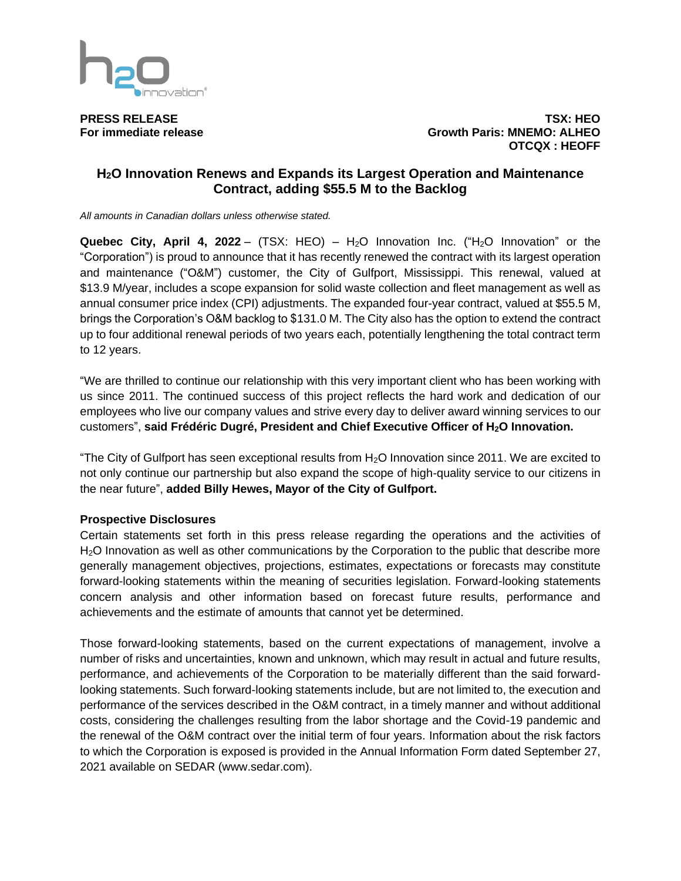**PRESS RELEASE**
**For immediate release**

**TSX: HEO**
**Growth Paris: MNEMO: ALHEO**
**OTCQX : HEOFF**

# $H_2O$ Innovation Renews and Expands its Largest Operation and Maintenance Contract, adding $55.5 M to the Backlog

*All amounts in Canadian dollars unless otherwise stated.*

**Quebec City, April 4, 2022** – (TSX: HEO) – $H_2O$ Innovation Inc. ("$H_2O$ Innovation" or the "Corporation") is proud to announce that it has recently renewed the contract with its largest operation and maintenance ("O&M") customer, the City of Gulfport, Mississippi. This renewal, valued at $13.9 M/year, includes a scope expansion for solid waste collection and fleet management as well as annual consumer price index (CPI) adjustments. The expanded four-year contract, valued at $55.5 M, brings the Corporation's O&M backlog to $131.0 M. The City also has the option to extend the contract up to four additional renewal periods of two years each, potentially lengthening the total contract term to 12 years.

"We are thrilled to continue our relationship with this very important client who has been working with us since 2011. The continued success of this project reflects the hard work and dedication of our employees who live our company values and strive every day to deliver award winning services to our customers", **said Frédéric Dugré, President and Chief Executive Officer of $H_2O$ Innovation.**

"The City of Gulfport has seen exceptional results from $H_2O$ Innovation since 2011. We are excited to not only continue our partnership but also expand the scope of high-quality service to our citizens in the near future", **added Billy Hewes, Mayor of the City of Gulfport.**

**Prospective Disclosures**

Certain statements set forth in this press release regarding the operations and the activities of $H_2O$ Innovation as well as other communications by the Corporation to the public that describe more generally management objectives, projections, estimates, expectations or forecasts may constitute forward-looking statements within the meaning of securities legislation. Forward-looking statements concern analysis and other information based on forecast future results, performance and achievements and the estimate of amounts that cannot yet be determined.

Those forward-looking statements, based on the current expectations of management, involve a number of risks and uncertainties, known and unknown, which may result in actual and future results, performance, and achievements of the Corporation to be materially different than the said forward-looking statements. Such forward-looking statements include, but are not limited to, the execution and performance of the services described in the O&M contract, in a timely manner and without additional costs, considering the challenges resulting from the labor shortage and the Covid-19 pandemic and the renewal of the O&M contract over the initial term of four years. Information about the risk factors to which the Corporation is exposed is provided in the Annual Information Form dated September 27, 2021 available on SEDAR (www.sedar.com).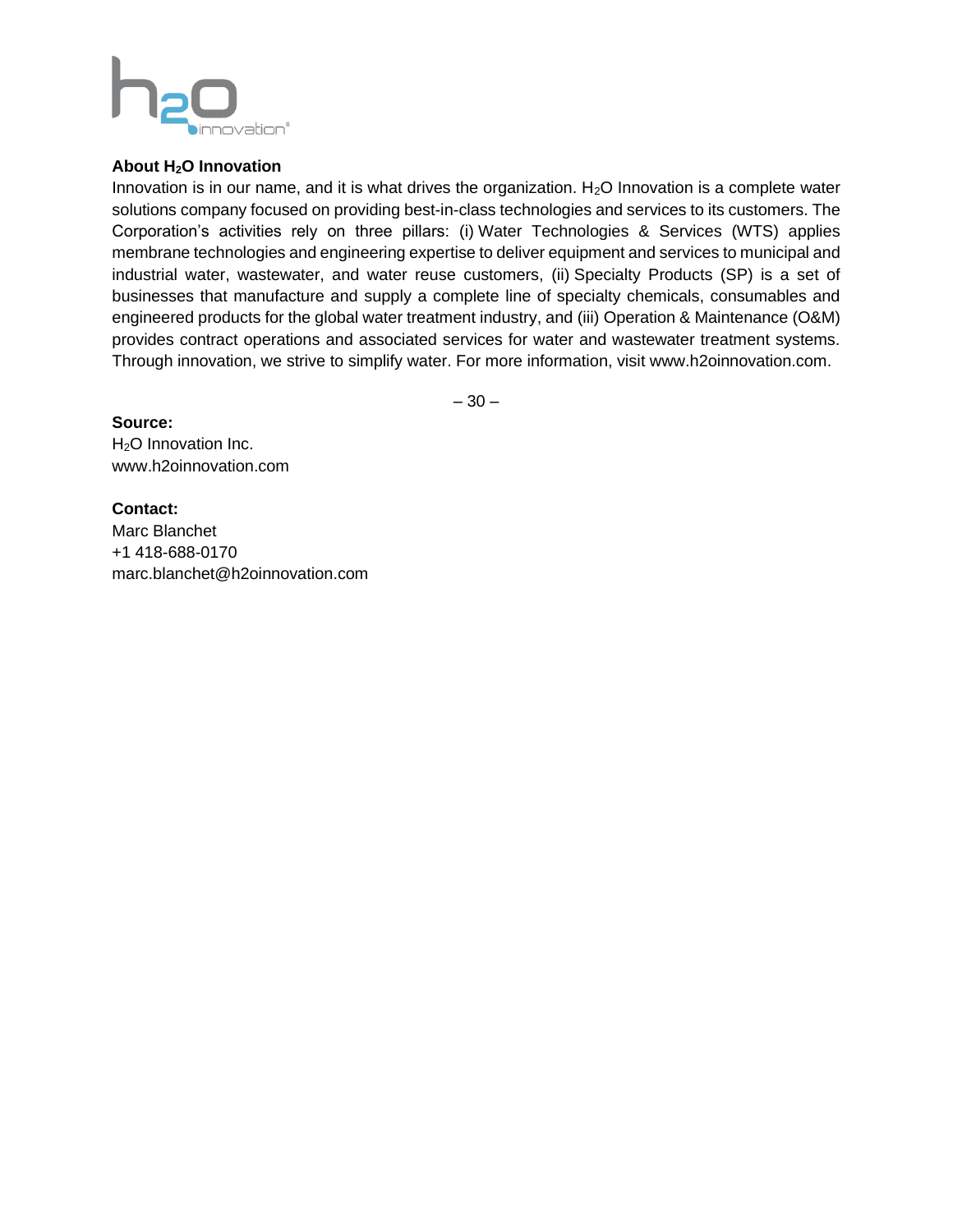**About $H_2O$ Innovation**

Innovation is in our name, and it is what drives the organization. $H_2O$ Innovation is a complete water solutions company focused on providing best-in-class technologies and services to its customers. The Corporation's activities rely on three pillars: (i) Water Technologies & Services (WTS) applies membrane technologies and engineering expertise to deliver equipment and services to municipal and industrial water, wastewater, and water reuse customers, (ii) Specialty Products (SP) is a set of businesses that manufacture and supply a complete line of specialty chemicals, consumables and engineered products for the global water treatment industry, and (iii) Operation & Maintenance (O&M) provides contract operations and associated services for water and wastewater treatment systems. Through innovation, we strive to simplify water. For more information, visit www.h2oinnovation.com.

– 30 –

**Source:**
$H_2O$ Innovation Inc.
www.h2oinnovation.com

**Contact:**
Marc Blanchet
+1 418-688-0170
marc.blanchet@h2oinnovation.com